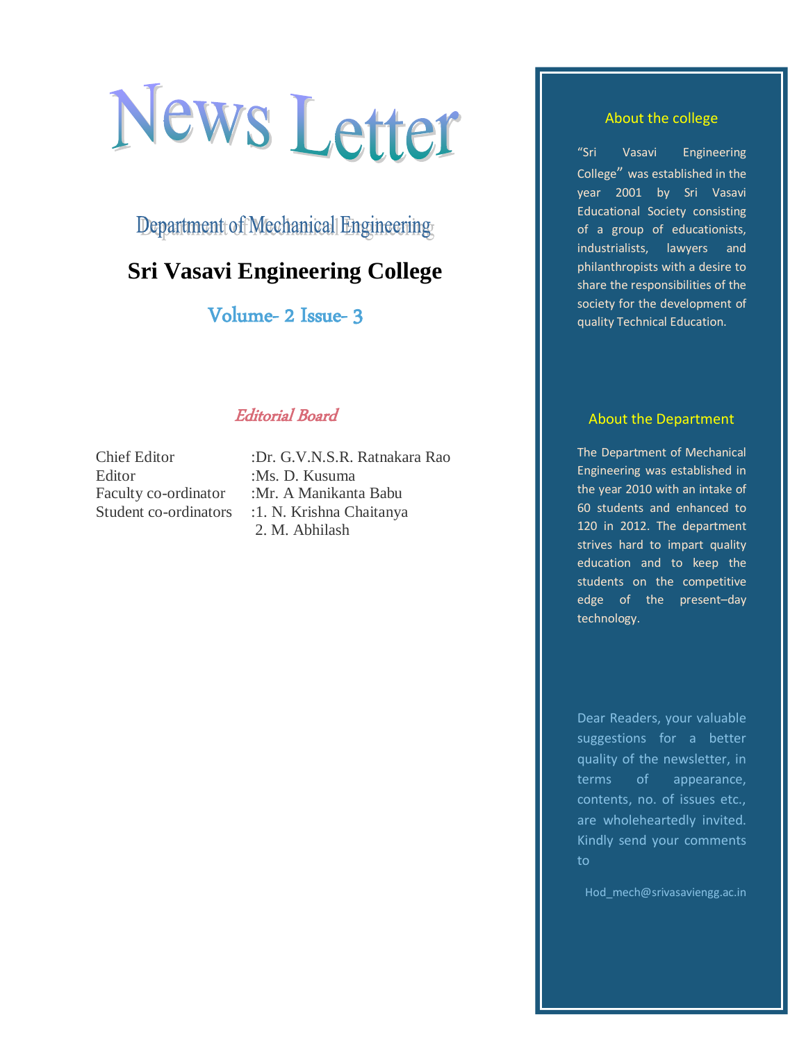# News Letter

## Department of Mechanical Engineering

## Sri Vasavi Engineering College

### Volume- 2 Issue- 3

### *Editorial Board*

| | |
|---|---|
| Chief Editor | :Dr. G.V.N.S.R. Ratnakara Rao |
| Editor | :Ms. D. Kusuma |
| Faculty co-ordinator | :Mr. A Manikanta Babu |
| Student co-ordinators | :1. N. Krishna Chaitanya |
| | 2. M. Abhilash |

### About the college

"Sri Vasavi Engineering College" was established in the year 2001 by Sri Vasavi Educational Society consisting of a group of educationists, industrialists, lawyers and philanthropists with a desire to share the responsibilities of the society for the development of quality Technical Education.

### About the Department

The Department of Mechanical Engineering was established in the year 2010 with an intake of 60 students and enhanced to 120 in 2012. The department strives hard to impart quality education and to keep the students on the competitive edge of the present–day technology.

Dear Readers, your valuable suggestions for a better quality of the newsletter, in terms of appearance, contents, no. of issues etc., are wholeheartedly invited. Kindly send your comments to

Hod_mech@srivasaviengg.ac.in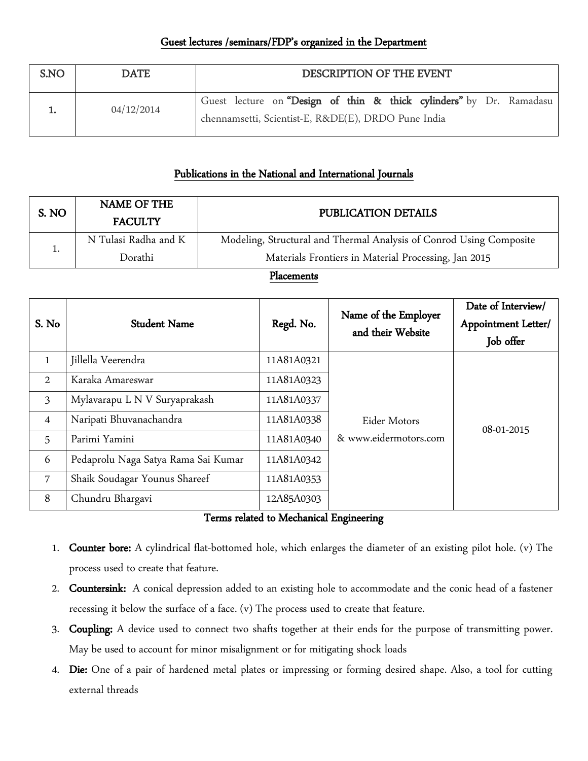## Guest lectures /seminars/FDP's organized in the Department

| S.NO | DATE | DESCRIPTION OF THE EVENT |
|---|---|---|
| 1. | 04/12/2014 | Guest lecture on **"Design of thin & thick cylinders"** by Dr. Ramadasu chennamsetti, Scientist-E, R&DE(E), DRDO Pune India |

## Publications in the National and International Journals

| S. NO | NAME OF THE FACULTY | PUBLICATION DETAILS |
|---|---|---|
| 1. | N Tulasi Radha and K Dorathi | Modeling, Structural and Thermal Analysis of Conrod Using Composite Materials Frontiers in Material Processing, Jan 2015 |

## Placements

| S. No | Student Name | Regd. No. | Name of the Employer and their Website | Date of Interview/ Appointment Letter/ Job offer |
|---|---|---|---|---|
| 1 | Jillella Veerendra | 11A81A0321 | Eider Motors & www.eidermotors.com | 08-01-2015 |
| 2 | Karaka Amareswar | 11A81A0323 | | |
| 3 | Mylavarapu L N V Suryaprakash | 11A81A0337 | | |
| 4 | Naripati Bhuvanachandra | 11A81A0338 | | |
| 5 | Parimi Yamini | 11A81A0340 | | |
| 6 | Pedaprolu Naga Satya Rama Sai Kumar | 11A81A0342 | | |
| 7 | Shaik Soudagar Younus Shareef | 11A81A0353 | | |
| 8 | Chundru Bhargavi | 12A85A0303 | | |

## Terms related to Mechanical Engineering

1. **Counter bore:** A cylindrical flat-bottomed hole, which enlarges the diameter of an existing pilot hole. (v) The process used to create that feature.
2. **Countersink:** A conical depression added to an existing hole to accommodate and the conic head of a fastener recessing it below the surface of a face. (v) The process used to create that feature.
3. **Coupling:** A device used to connect two shafts together at their ends for the purpose of transmitting power. May be used to account for minor misalignment or for mitigating shock loads
4. **Die:** One of a pair of hardened metal plates or impressing or forming desired shape. Also, a tool for cutting external threads